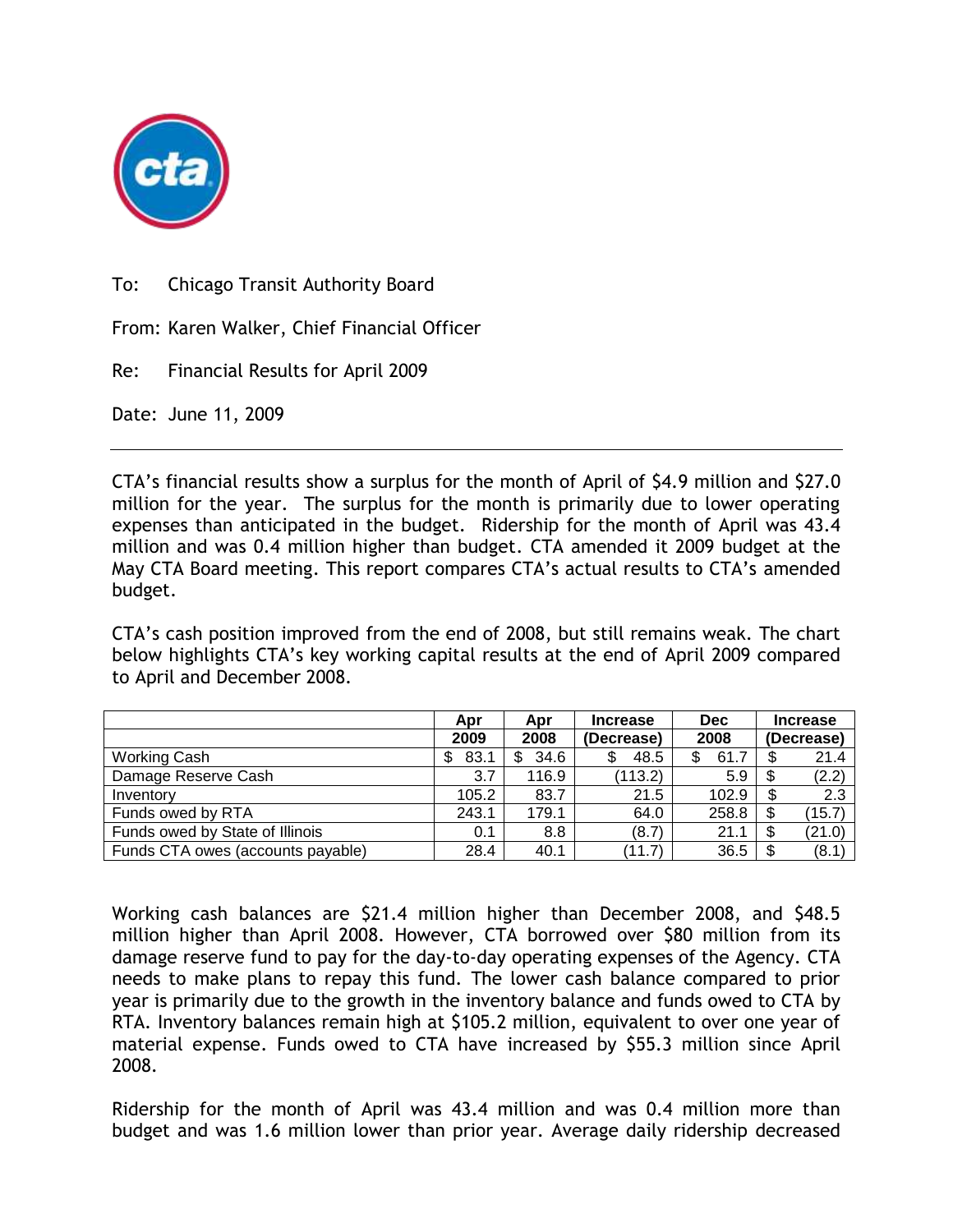To: Chicago Transit Authority Board

From: Karen Walker, Chief Financial Officer

Re: Financial Results for April 2009

Date: June 11, 2009

---

CTA's financial results show a surplus for the month of April of $4.9 million and $27.0 million for the year. The surplus for the month is primarily due to lower operating expenses than anticipated in the budget. Ridership for the month of April was 43.4 million and was 0.4 million higher than budget. CTA amended it 2009 budget at the May CTA Board meeting. This report compares CTA's actual results to CTA's amended budget.

CTA's cash position improved from the end of 2008, but still remains weak. The chart below highlights CTA's key working capital results at the end of April 2009 compared to April and December 2008.

| | Apr 2009 | Apr 2008 | Increase (Decrease) | Dec 2008 | Increase (Decrease) |
|---|---|---|---|---|---|
| Working Cash | $ 83.1 | $ 34.6 | $ 48.5 | $ 61.7 | $ 21.4 |
| Damage Reserve Cash | 3.7 | 116.9 | (113.2) | 5.9 | $ (2.2) |
| Inventory | 105.2 | 83.7 | 21.5 | 102.9 | $ 2.3 |
| Funds owed by RTA | 243.1 | 179.1 | 64.0 | 258.8 | $ (15.7) |
| Funds owed by State of Illinois | 0.1 | 8.8 | (8.7) | 21.1 | $ (21.0) |
| Funds CTA owes (accounts payable) | 28.4 | 40.1 | (11.7) | 36.5 | $ (8.1) |

Working cash balances are $21.4 million higher than December 2008, and $48.5 million higher than April 2008. However, CTA borrowed over $80 million from its damage reserve fund to pay for the day-to-day operating expenses of the Agency. CTA needs to make plans to repay this fund. The lower cash balance compared to prior year is primarily due to the growth in the inventory balance and funds owed to CTA by RTA. Inventory balances remain high at $105.2 million, equivalent to over one year of material expense. Funds owed to CTA have increased by $55.3 million since April 2008.

Ridership for the month of April was 43.4 million and was 0.4 million more than budget and was 1.6 million lower than prior year. Average daily ridership decreased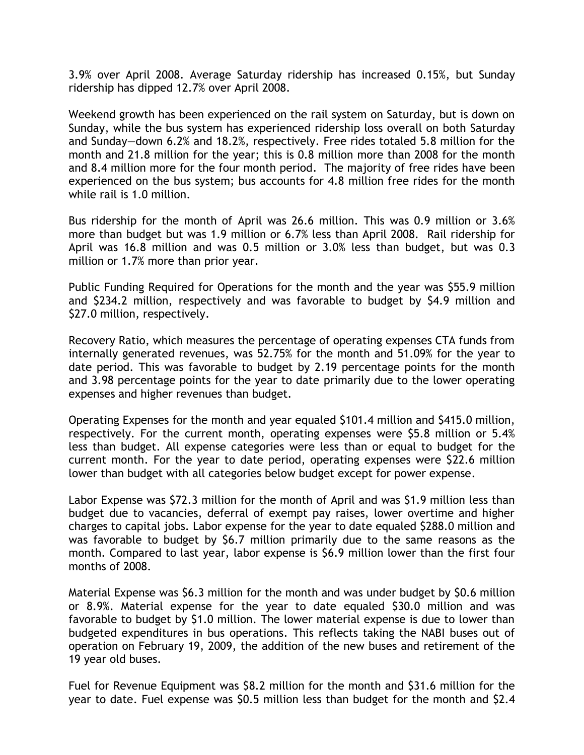3.9% over April 2008. Average Saturday ridership has increased 0.15%, but Sunday ridership has dipped 12.7% over April 2008.

Weekend growth has been experienced on the rail system on Saturday, but is down on Sunday, while the bus system has experienced ridership loss overall on both Saturday and Sunday—down 6.2% and 18.2%, respectively. Free rides totaled 5.8 million for the month and 21.8 million for the year; this is 0.8 million more than 2008 for the month and 8.4 million more for the four month period. The majority of free rides have been experienced on the bus system; bus accounts for 4.8 million free rides for the month while rail is 1.0 million.

Bus ridership for the month of April was 26.6 million. This was 0.9 million or 3.6% more than budget but was 1.9 million or 6.7% less than April 2008. Rail ridership for April was 16.8 million and was 0.5 million or 3.0% less than budget, but was 0.3 million or 1.7% more than prior year.

Public Funding Required for Operations for the month and the year was $55.9 million and $234.2 million, respectively and was favorable to budget by $4.9 million and $27.0 million, respectively.

Recovery Ratio, which measures the percentage of operating expenses CTA funds from internally generated revenues, was 52.75% for the month and 51.09% for the year to date period. This was favorable to budget by 2.19 percentage points for the month and 3.98 percentage points for the year to date primarily due to the lower operating expenses and higher revenues than budget.

Operating Expenses for the month and year equaled $101.4 million and $415.0 million, respectively. For the current month, operating expenses were $5.8 million or 5.4% less than budget. All expense categories were less than or equal to budget for the current month. For the year to date period, operating expenses were $22.6 million lower than budget with all categories below budget except for power expense.

Labor Expense was $72.3 million for the month of April and was $1.9 million less than budget due to vacancies, deferral of exempt pay raises, lower overtime and higher charges to capital jobs. Labor expense for the year to date equaled $288.0 million and was favorable to budget by $6.7 million primarily due to the same reasons as the month. Compared to last year, labor expense is $6.9 million lower than the first four months of 2008.

Material Expense was $6.3 million for the month and was under budget by $0.6 million or 8.9%. Material expense for the year to date equaled $30.0 million and was favorable to budget by $1.0 million. The lower material expense is due to lower than budgeted expenditures in bus operations. This reflects taking the NABI buses out of operation on February 19, 2009, the addition of the new buses and retirement of the 19 year old buses.

Fuel for Revenue Equipment was $8.2 million for the month and $31.6 million for the year to date. Fuel expense was $0.5 million less than budget for the month and $2.4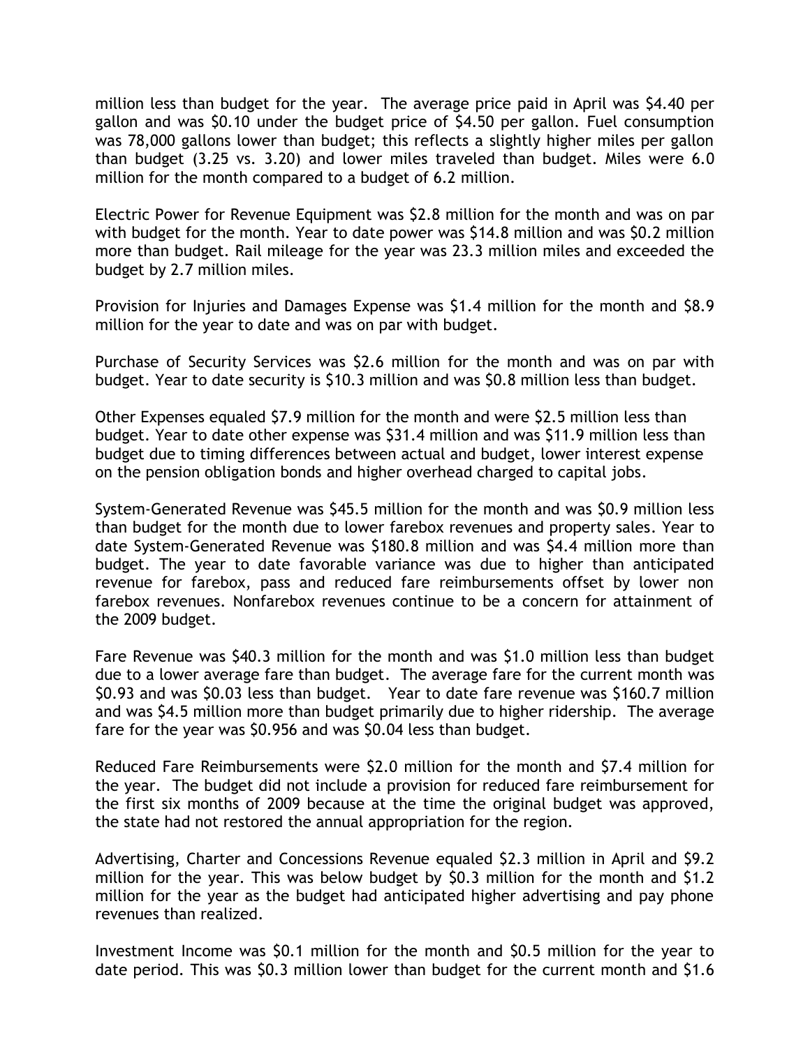million less than budget for the year. The average price paid in April was $4.40 per gallon and was $0.10 under the budget price of $4.50 per gallon. Fuel consumption was 78,000 gallons lower than budget; this reflects a slightly higher miles per gallon than budget (3.25 vs. 3.20) and lower miles traveled than budget. Miles were 6.0 million for the month compared to a budget of 6.2 million.

Electric Power for Revenue Equipment was $2.8 million for the month and was on par with budget for the month. Year to date power was $14.8 million and was $0.2 million more than budget. Rail mileage for the year was 23.3 million miles and exceeded the budget by 2.7 million miles.

Provision for Injuries and Damages Expense was $1.4 million for the month and $8.9 million for the year to date and was on par with budget.

Purchase of Security Services was $2.6 million for the month and was on par with budget. Year to date security is $10.3 million and was $0.8 million less than budget.

Other Expenses equaled $7.9 million for the month and were $2.5 million less than budget. Year to date other expense was $31.4 million and was $11.9 million less than budget due to timing differences between actual and budget, lower interest expense on the pension obligation bonds and higher overhead charged to capital jobs.

System-Generated Revenue was $45.5 million for the month and was $0.9 million less than budget for the month due to lower farebox revenues and property sales. Year to date System-Generated Revenue was $180.8 million and was $4.4 million more than budget. The year to date favorable variance was due to higher than anticipated revenue for farebox, pass and reduced fare reimbursements offset by lower non farebox revenues. Nonfarebox revenues continue to be a concern for attainment of the 2009 budget.

Fare Revenue was $40.3 million for the month and was $1.0 million less than budget due to a lower average fare than budget. The average fare for the current month was $0.93 and was $0.03 less than budget. Year to date fare revenue was $160.7 million and was $4.5 million more than budget primarily due to higher ridership. The average fare for the year was $0.956 and was $0.04 less than budget.

Reduced Fare Reimbursements were $2.0 million for the month and $7.4 million for the year. The budget did not include a provision for reduced fare reimbursement for the first six months of 2009 because at the time the original budget was approved, the state had not restored the annual appropriation for the region.

Advertising, Charter and Concessions Revenue equaled $2.3 million in April and $9.2 million for the year. This was below budget by $0.3 million for the month and $1.2 million for the year as the budget had anticipated higher advertising and pay phone revenues than realized.

Investment Income was $0.1 million for the month and $0.5 million for the year to date period. This was $0.3 million lower than budget for the current month and $1.6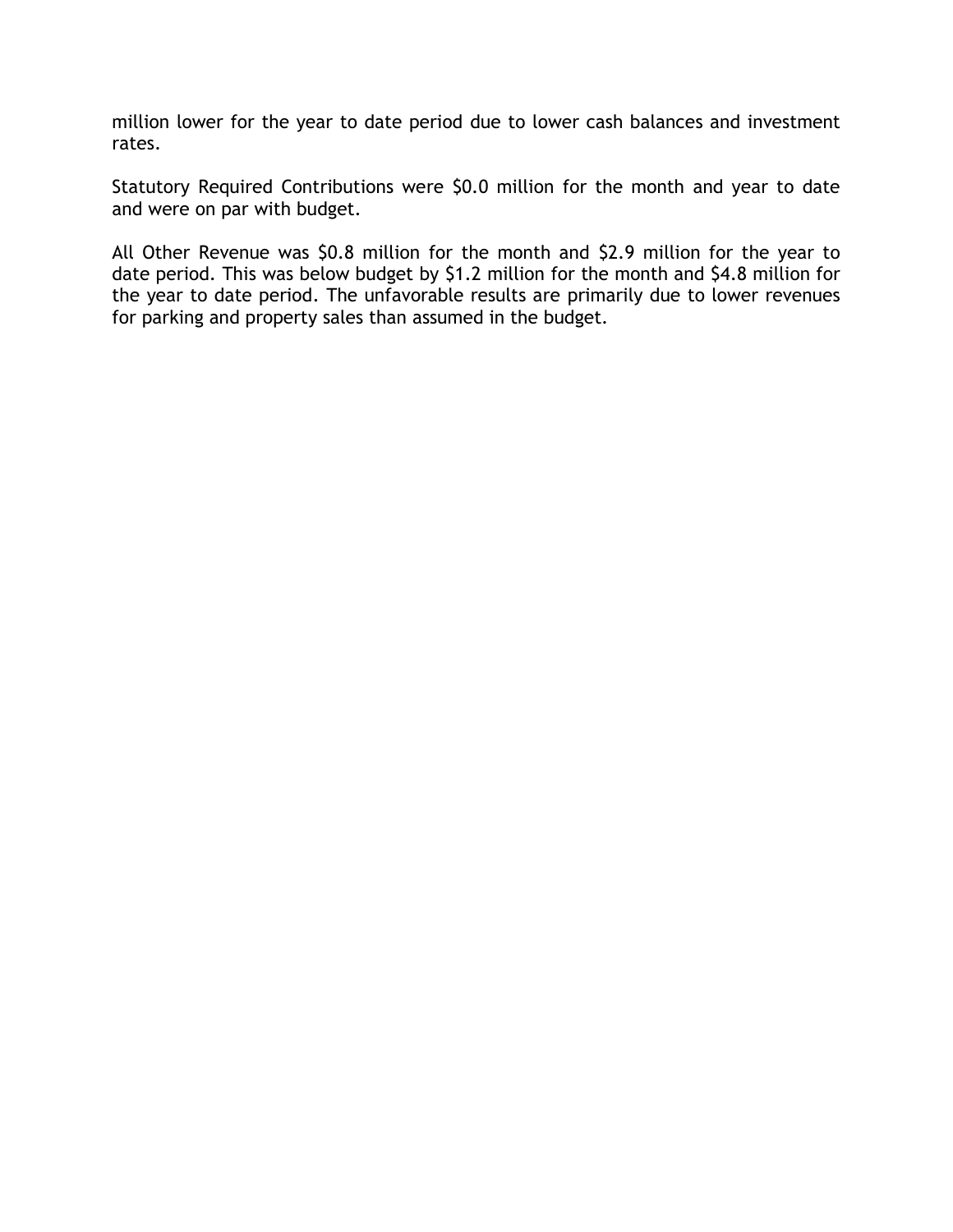million lower for the year to date period due to lower cash balances and investment rates.

Statutory Required Contributions were $0.0 million for the month and year to date and were on par with budget.

All Other Revenue was $0.8 million for the month and $2.9 million for the year to date period. This was below budget by $1.2 million for the month and $4.8 million for the year to date period. The unfavorable results are primarily due to lower revenues for parking and property sales than assumed in the budget.